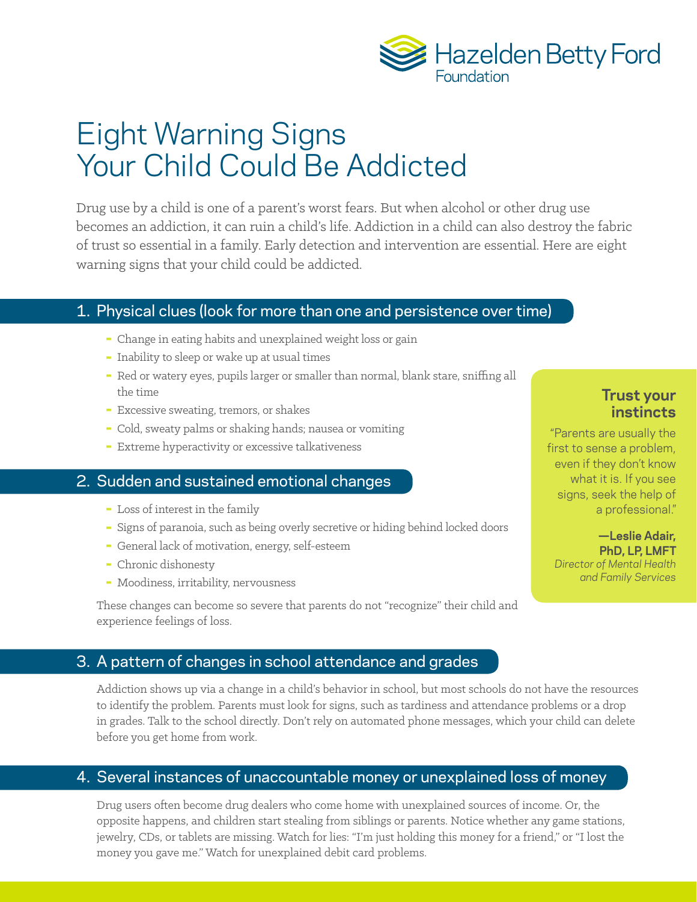Hazelden Betty Ford Foundation

# Eight Warning Signs Your Child Could Be Addicted

Drug use by a child is one of a parent's worst fears. But when alcohol or other drug use becomes an addiction, it can ruin a child's life. Addiction in a child can also destroy the fabric of trust so essential in a family. Early detection and intervention are essential. Here are eight warning signs that your child could be addicted.

## 1. Physical clues (look for more than one and persistence over time)

- Change in eating habits and unexplained weight loss or gain
- Inability to sleep or wake up at usual times
- Red or watery eyes, pupils larger or smaller than normal, blank stare, sniffing all the time
- Excessive sweating, tremors, or shakes
- Cold, sweaty palms or shaking hands; nausea or vomiting
- Extreme hyperactivity or excessive talkativeness

## 2. Sudden and sustained emotional changes

- Loss of interest in the family
- Signs of paranoia, such as being overly secretive or hiding behind locked doors
- General lack of motivation, energy, self-esteem
- Chronic dishonesty
- Moodiness, irritability, nervousness

These changes can become so severe that parents do not "recognize" their child and experience feelings of loss.

> **Trust your instincts**
>
> "Parents are usually the first to sense a problem, even if they don't know what it is. If you see signs, seek the help of a professional."
>
> **—Leslie Adair, PhD, LP, LMFT**
> *Director of Mental Health and Family Services*

## 3. A pattern of changes in school attendance and grades

Addiction shows up via a change in a child's behavior in school, but most schools do not have the resources to identify the problem. Parents must look for signs, such as tardiness and attendance problems or a drop in grades. Talk to the school directly. Don't rely on automated phone messages, which your child can delete before you get home from work.

## 4. Several instances of unaccountable money or unexplained loss of money

Drug users often become drug dealers who come home with unexplained sources of income. Or, the opposite happens, and children start stealing from siblings or parents. Notice whether any game stations, jewelry, CDs, or tablets are missing. Watch for lies: "I'm just holding this money for a friend," or "I lost the money you gave me." Watch for unexplained debit card problems.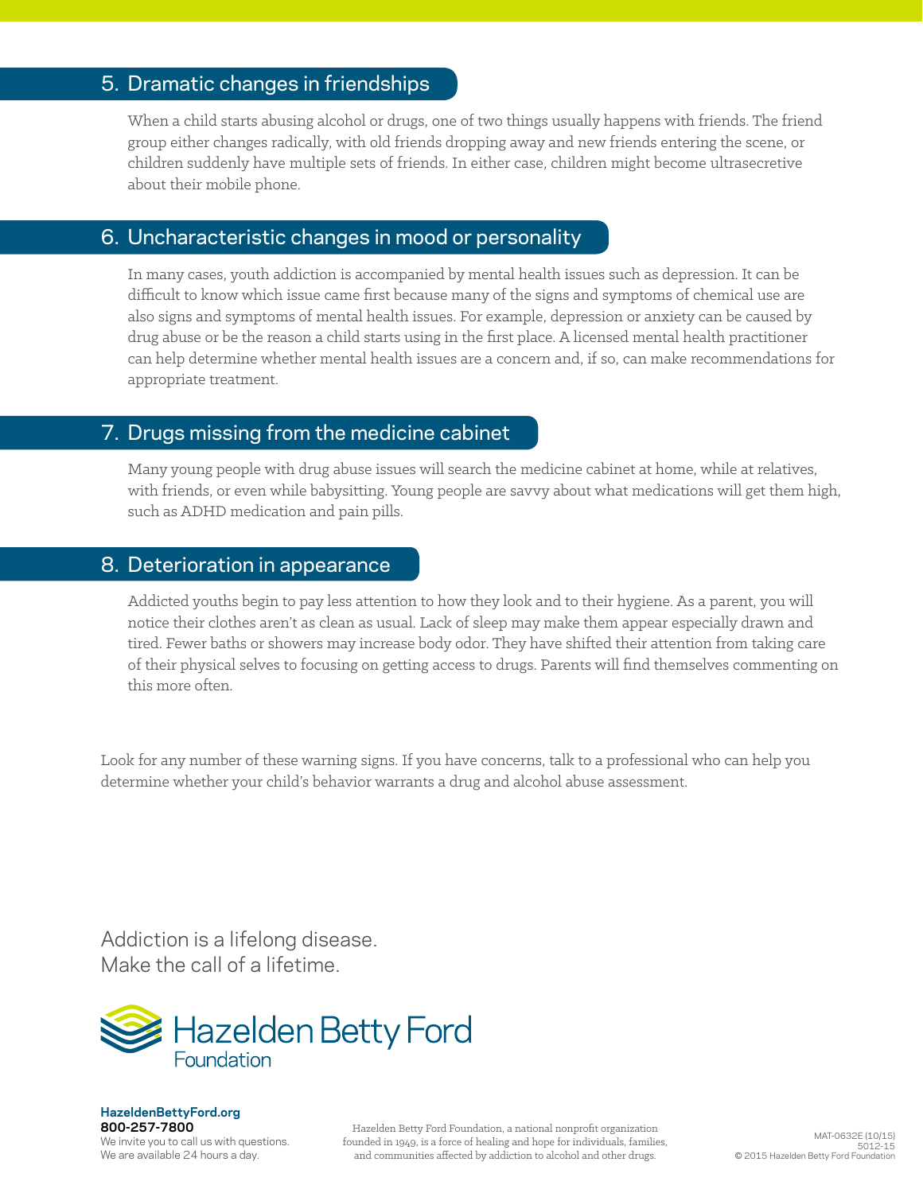## 5. Dramatic changes in friendships

When a child starts abusing alcohol or drugs, one of two things usually happens with friends. The friend group either changes radically, with old friends dropping away and new friends entering the scene, or children suddenly have multiple sets of friends. In either case, children might become ultrasecretive about their mobile phone.

## 6. Uncharacteristic changes in mood or personality

In many cases, youth addiction is accompanied by mental health issues such as depression. It can be difficult to know which issue came first because many of the signs and symptoms of chemical use are also signs and symptoms of mental health issues. For example, depression or anxiety can be caused by drug abuse or be the reason a child starts using in the first place. A licensed mental health practitioner can help determine whether mental health issues are a concern and, if so, can make recommendations for appropriate treatment.

## 7. Drugs missing from the medicine cabinet

Many young people with drug abuse issues will search the medicine cabinet at home, while at relatives, with friends, or even while babysitting. Young people are savvy about what medications will get them high, such as ADHD medication and pain pills.

## 8. Deterioration in appearance

Addicted youths begin to pay less attention to how they look and to their hygiene. As a parent, you will notice their clothes aren't as clean as usual. Lack of sleep may make them appear especially drawn and tired. Fewer baths or showers may increase body odor. They have shifted their attention from taking care of their physical selves to focusing on getting access to drugs. Parents will find themselves commenting on this more often.

Look for any number of these warning signs. If you have concerns, talk to a professional who can help you determine whether your child's behavior warrants a drug and alcohol abuse assessment.

Addiction is a lifelong disease.
Make the call of a lifetime.

Hazelden Betty Ford Foundation

**HazeldenBettyFord.org**
**800-257-7800**
We invite you to call us with questions.
We are available 24 hours a day.

Hazelden Betty Ford Foundation, a national nonprofit organization founded in 1949, is a force of healing and hope for individuals, families, and communities affected by addiction to alcohol and other drugs.

MAT-0632E (10/15)
5012-15
© 2015 Hazelden Betty Ford Foundation